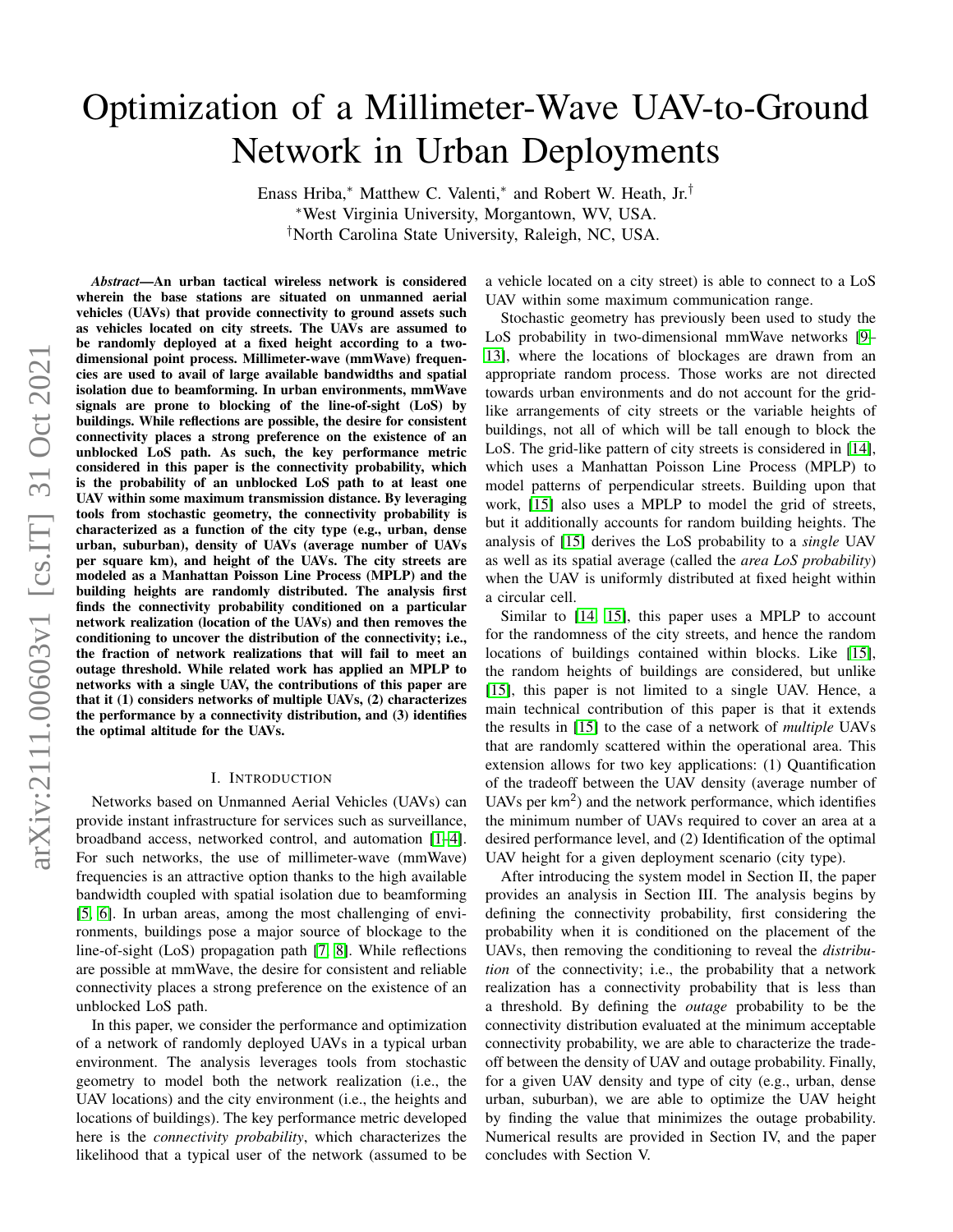# Optimization of a Millimeter-Wave UAV-to-Ground Network in Urban Deployments

Enass Hriba,* Matthew C. Valenti,* and Robert W. Heath, Jr.†

*West Virginia University, Morgantown, WV, USA.

†North Carolina State University, Raleigh, NC, USA.

***Abstract*—An urban tactical wireless network is considered wherein the base stations are situated on unmanned aerial vehicles (UAVs) that provide connectivity to ground assets such as vehicles located on city streets. The UAVs are assumed to be randomly deployed at a fixed height according to a two-dimensional point process. Millimeter-wave (mmWave) frequencies are used to avail of large available bandwidths and spatial isolation due to beamforming. In urban environments, mmWave signals are prone to blocking of the line-of-sight (LoS) by buildings. While reflections are possible, the desire for consistent connectivity places a strong preference on the existence of an unblocked LoS path. As such, the key performance metric considered in this paper is the connectivity probability, which is the probability of an unblocked LoS path to at least one UAV within some maximum transmission distance. By leveraging tools from stochastic geometry, the connectivity probability is characterized as a function of the city type (e.g., urban, dense urban, suburban), density of UAVs (average number of UAVs per square km), and height of the UAVs. The city streets are modeled as a Manhattan Poisson Line Process (MPLP) and the building heights are randomly distributed. The analysis first finds the connectivity probability conditioned on a particular network realization (location of the UAVs) and then removes the conditioning to uncover the distribution of the connectivity; i.e., the fraction of network realizations that will fail to meet an outage threshold. While related work has applied an MPLP to networks with a single UAV, the contributions of this paper are that it (1) considers networks of multiple UAVs, (2) characterizes the performance by a connectivity distribution, and (3) identifies the optimal altitude for the UAVs.**

## I. Introduction

Networks based on Unmanned Aerial Vehicles (UAVs) can provide instant infrastructure for services such as surveillance, broadband access, networked control, and automation [1–4]. For such networks, the use of millimeter-wave (mmWave) frequencies is an attractive option thanks to the high available bandwidth coupled with spatial isolation due to beamforming [5, 6]. In urban areas, among the most challenging of environments, buildings pose a major source of blockage to the line-of-sight (LoS) propagation path [7, 8]. While reflections are possible at mmWave, the desire for consistent and reliable connectivity places a strong preference on the existence of an unblocked LoS path.

In this paper, we consider the performance and optimization of a network of randomly deployed UAVs in a typical urban environment. The analysis leverages tools from stochastic geometry to model both the network realization (i.e., the UAV locations) and the city environment (i.e., the heights and locations of buildings). The key performance metric developed here is the *connectivity probability*, which characterizes the likelihood that a typical user of the network (assumed to be a vehicle located on a city street) is able to connect to a LoS UAV within some maximum communication range.

Stochastic geometry has previously been used to study the LoS probability in two-dimensional mmWave networks [9–13], where the locations of blockages are drawn from an appropriate random process. Those works are not directed towards urban environments and do not account for the grid-like arrangements of city streets or the variable heights of buildings, not all of which will be tall enough to block the LoS. The grid-like pattern of city streets is considered in [14], which uses a Manhattan Poisson Line Process (MPLP) to model patterns of perpendicular streets. Building upon that work, [15] also uses a MPLP to model the grid of streets, but it additionally accounts for random building heights. The analysis of [15] derives the LoS probability to a *single* UAV as well as its spatial average (called the *area LoS probability*) when the UAV is uniformly distributed at fixed height within a circular cell.

Similar to [14, 15], this paper uses a MPLP to account for the randomness of the city streets, and hence the random locations of buildings contained within blocks. Like [15], the random heights of buildings are considered, but unlike [15], this paper is not limited to a single UAV. Hence, a main technical contribution of this paper is that it extends the results in [15] to the case of a network of *multiple* UAVs that are randomly scattered within the operational area. This extension allows for two key applications: (1) Quantification of the tradeoff between the UAV density (average number of UAVs per $\text{km}^2$) and the network performance, which identifies the minimum number of UAVs required to cover an area at a desired performance level, and (2) Identification of the optimal UAV height for a given deployment scenario (city type).

After introducing the system model in Section II, the paper provides an analysis in Section III. The analysis begins by defining the connectivity probability, first considering the probability when it is conditioned on the placement of the UAVs, then removing the conditioning to reveal the *distribution* of the connectivity; i.e., the probability that a network realization has a connectivity probability that is less than a threshold. By defining the *outage* probability to be the connectivity distribution evaluated at the minimum acceptable connectivity probability, we are able to characterize the tradeoff between the density of UAV and outage probability. Finally, for a given UAV density and type of city (e.g., urban, dense urban, suburban), we are able to optimize the UAV height by finding the value that minimizes the outage probability. Numerical results are provided in Section IV, and the paper concludes with Section V.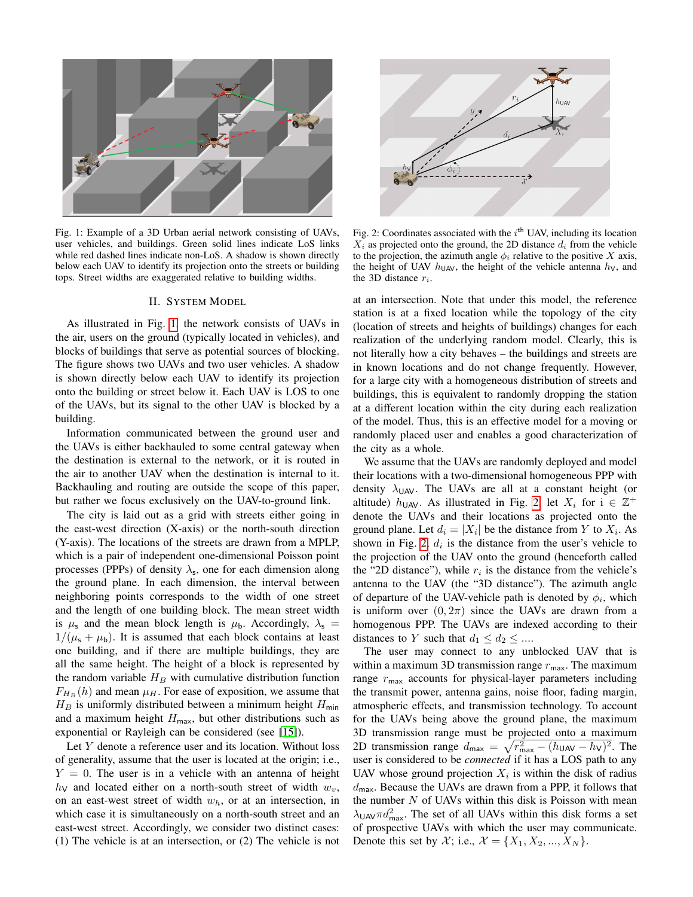Fig. 1: Example of a 3D Urban aerial network consisting of UAVs, user vehicles, and buildings. Green solid lines indicate LoS links while red dashed lines indicate non-LoS. A shadow is shown directly below each UAV to identify its projection onto the streets or building tops. Street widths are exaggerated relative to building widths.

Fig. 2: Coordinates associated with the $i^{\text{th}}$ UAV, including its location $X_i$ as projected onto the ground, the 2D distance $d_i$ from the vehicle to the projection, the azimuth angle $\phi_i$ relative to the positive $X$ axis, the height of UAV $h_{\mathsf{UAV}}$, the height of the vehicle antenna $h_{\mathsf{V}}$, and the 3D distance $r_i$.

## II. System Model

As illustrated in Fig. 1, the network consists of UAVs in the air, users on the ground (typically located in vehicles), and blocks of buildings that serve as potential sources of blocking. The figure shows two UAVs and two user vehicles. A shadow is shown directly below each UAV to identify its projection onto the building or street below it. Each UAV is LOS to one of the UAVs, but its signal to the other UAV is blocked by a building.

Information communicated between the ground user and the UAVs is either backhauled to some central gateway when the destination is external to the network, or it is routed in the air to another UAV when the destination is internal to it. Backhauling and routing are outside the scope of this paper, but rather we focus exclusively on the UAV-to-ground link.

The city is laid out as a grid with streets either going in the east-west direction (X-axis) or the north-south direction (Y-axis). The locations of the streets are drawn from a MPLP, which is a pair of independent one-dimensional Poisson point processes (PPPs) of density $\lambda_{\mathsf{s}}$, one for each dimension along the ground plane. In each dimension, the interval between neighboring points corresponds to the width of one street and the length of one building block. The mean street width is $\mu_{\mathsf{s}}$ and the mean block length is $\mu_{\mathsf{b}}$. Accordingly, $\lambda_{\mathsf{s}} = 1/(\mu_{\mathsf{s}} + \mu_{\mathsf{b}})$. It is assumed that each block contains at least one building, and if there are multiple buildings, they are all the same height. The height of a block is represented by the random variable $H_B$ with cumulative distribution function $F_{H_B}(h)$ and mean $\mu_H$. For ease of exposition, we assume that $H_B$ is uniformly distributed between a minimum height $H_{\mathsf{min}}$ and a maximum height $H_{\mathsf{max}}$, but other distributions such as exponential or Rayleigh can be considered (see [15]).

Let $Y$ denote a reference user and its location. Without loss of generality, assume that the user is located at the origin; i.e., $Y = 0$. The user is in a vehicle with an antenna of height $h_{\mathsf{V}}$ and located either on a north-south street of width $w_v$, on an east-west street of width $w_h$, or at an intersection, in which case it is simultaneously on a north-south street and an east-west street. Accordingly, we consider two distinct cases: (1) The vehicle is at an intersection, or (2) The vehicle is not at an intersection. Note that under this model, the reference station is at a fixed location while the topology of the city (location of streets and heights of buildings) changes for each realization of the underlying random model. Clearly, this is not literally how a city behaves – the buildings and streets are in known locations and do not change frequently. However, for a large city with a homogeneous distribution of streets and buildings, this is equivalent to randomly dropping the station at a different location within the city during each realization of the model. Thus, this is an effective model for a moving or randomly placed user and enables a good characterization of the city as a whole.

We assume that the UAVs are randomly deployed and model their locations with a two-dimensional homogeneous PPP with density $\lambda_{\mathsf{UAV}}$. The UAVs are all at a constant height (or altitude) $h_{\mathsf{UAV}}$. As illustrated in Fig. 2, let $X_i$ for $i \in \mathbb{Z}^+$ denote the UAVs and their locations as projected onto the ground plane. Let $d_i = |X_i|$ be the distance from $Y$ to $X_i$. As shown in Fig. 2, $d_i$ is the distance from the user's vehicle to the projection of the UAV onto the ground (henceforth called the "2D distance"), while $r_i$ is the distance from the vehicle's antenna to the UAV (the "3D distance"). The azimuth angle of departure of the UAV-vehicle path is denoted by $\phi_i$, which is uniform over $(0, 2\pi)$ since the UAVs are drawn from a homogeneous PPP. The UAVs are indexed according to their distances to $Y$ such that $d_1 \leq d_2 \leq \ldots$.

The user may connect to any unblocked UAV that is within a maximum 3D transmission range $r_{\mathsf{max}}$. The maximum range $r_{\mathsf{max}}$ accounts for physical-layer parameters including the transmit power, antenna gains, noise floor, fading margin, atmospheric effects, and transmission technology. To account for the UAVs being above the ground plane, the maximum 3D transmission range must be projected onto a maximum 2D transmission range $d_{\mathsf{max}} = \sqrt{r_{\mathsf{max}}^2 - (h_{\mathsf{UAV}} - h_{\mathsf{V}})^2}$. The user is considered to be *connected* if it has a LOS path to any UAV whose ground projection $X_i$ is within the disk of radius $d_{\mathsf{max}}$. Because the UAVs are drawn from a PPP, it follows that the number $N$ of UAVs within this disk is Poisson with mean $\lambda_{\mathsf{UAV}} \pi d_{\mathsf{max}}^2$. The set of all UAVs within this disk forms a set of prospective UAVs with which the user may communicate. Denote this set by $\mathcal{X}$; i.e., $\mathcal{X} = \{X_1, X_2, ..., X_N\}$.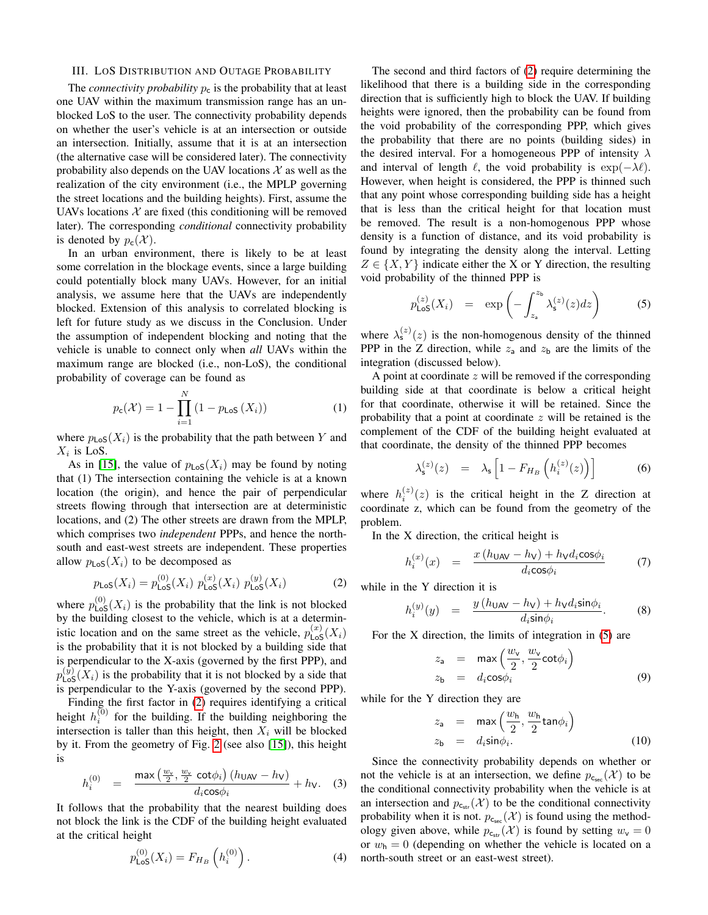## III. LoS Distribution and Outage Probability

The *connectivity probability* $p_{\mathsf{c}}$ is the probability that at least one UAV within the maximum transmission range has an unblocked LoS to the user. The connectivity probability depends on whether the user's vehicle is at an intersection or outside an intersection. Initially, assume that it is at an intersection (the alternative case will be considered later). The connectivity probability also depends on the UAV locations $\mathcal{X}$ as well as the realization of the city environment (i.e., the MPLP governing the street locations and the building heights). First, assume the UAVs locations $\mathcal{X}$ are fixed (this conditioning will be removed later). The corresponding *conditional* connectivity probability is denoted by $p_{\mathsf{c}}(\mathcal{X})$.

In an urban environment, there is likely to be at least some correlation in the blockage events, since a large building could potentially block many UAVs. However, for an initial analysis, we assume here that the UAVs are independently blocked. Extension of this analysis to correlated blocking is left for future study as we discuss in the Conclusion. Under the assumption of independent blocking and noting that the vehicle is unable to connect only when *all* UAVs within the maximum range are blocked (i.e., non-LoS), the conditional probability of coverage can be found as

$$p_{\mathsf{c}}(\mathcal{X}) = 1 - \prod_{i=1}^{N} \left(1 - p_{\mathsf{LoS}}\left(X_i\right)\right) \tag{1}$$

where $p_{\mathsf{LoS}}(X_i)$ is the probability that the path between $Y$ and $X_i$ is LoS.

As in [15], the value of $p_{\mathsf{LoS}}(X_i)$ may be found by noting that (1) The intersection containing the vehicle is at a known location (the origin), and hence the pair of perpendicular streets flowing through that intersection are at deterministic locations, and (2) The other streets are drawn from the MPLP, which comprises two *independent* PPPs, and hence the north-south and east-west streets are independent. These properties allow $p_{\mathsf{LoS}}(X_i)$ to be decomposed as

$$p_{\mathsf{LoS}}(X_i) = p_{\mathsf{LoS}}^{(0)}(X_i)\; p_{\mathsf{LoS}}^{(x)}(X_i)\; p_{\mathsf{LoS}}^{(y)}(X_i) \tag{2}$$

where $p_{\mathsf{LoS}}^{(0)}(X_i)$ is the probability that the link is not blocked by the building closest to the vehicle, which is at a deterministic location and on the same street as the vehicle, $p_{\mathsf{LoS}}^{(x)}(X_i)$ is the probability that it is not blocked by a building side that is perpendicular to the X-axis (governed by the first PPP), and $p_{\mathsf{LoS}}^{(y)}(X_i)$ is the probability that it is not blocked by a side that is perpendicular to the Y-axis (governed by the second PPP).

Finding the first factor in (2) requires identifying a critical height $h_i^{(0)}$ for the building. If the building neighboring the intersection is taller than this height, then $X_i$ will be blocked by it. From the geometry of Fig. 2 (see also [15]), this height is

$$h_i^{(0)} \;=\; \frac{\max\left(\frac{w_{\mathsf{v}}}{2}, \frac{w_{\mathsf{v}}}{2}\cot\phi_i\right)\left(h_{\mathsf{UAV}} - h_{\mathsf{V}}\right)}{d_i \cos\phi_i} + h_{\mathsf{V}}. \tag{3}$$

It follows that the probability that the nearest building does not block the link is the CDF of the building height evaluated at the critical height

$$p_{\mathsf{LoS}}^{(0)}(X_i) = F_{H_B}\left(h_i^{(0)}\right). \tag{4}$$

The second and third factors of (2) require determining the likelihood that there is a building side in the corresponding direction that is sufficiently high to block the UAV. If building heights were ignored, then the probability can be found from the void probability of the corresponding PPP, which gives the probability that there are no points (building sides) in the desired interval. For a homogeneous PPP of intensity $\lambda$ and interval of length $\ell$, the void probability is $\exp(-\lambda\ell)$. However, when height is considered, the PPP is thinned such that any point whose corresponding building side has a height that is less than the critical height for that location must be removed. The result is a non-homogenous PPP whose density is a function of distance, and its void probability is found by integrating the density along the interval. Letting $Z \in \{X, Y\}$ indicate either the X or Y direction, the resulting void probability of the thinned PPP is

$$p_{\mathsf{LoS}}^{(z)}(X_i) \;=\; \exp\left(-\int_{z_{\mathsf{a}}}^{z_{\mathsf{b}}} \lambda_{\mathsf{s}}^{(z)}(z)dz\right) \tag{5}$$

where $\lambda_{\mathsf{s}}^{(z)}(z)$ is the non-homogenous density of the thinned PPP in the Z direction, while $z_{\mathsf{a}}$ and $z_{\mathsf{b}}$ are the limits of the integration (discussed below).

A point at coordinate $z$ will be removed if the corresponding building side at that coordinate is below a critical height for that coordinate, otherwise it will be retained. Since the probability that a point at coordinate $z$ will be retained is the complement of the CDF of the building height evaluated at that coordinate, the density of the thinned PPP becomes

$$\lambda_{\mathsf{s}}^{(z)}(z) \;=\; \lambda_{\mathsf{s}}\left[1 - F_{H_B}\left(h_i^{(z)}(z)\right)\right] \tag{6}$$

where $h_i^{(z)}(z)$ is the critical height in the Z direction at coordinate z, which can be found from the geometry of the problem.

In the X direction, the critical height is

$$h_i^{(x)}(x) \;=\; \frac{x\left(h_{\mathsf{UAV}} - h_{\mathsf{V}}\right) + h_{\mathsf{V}} d_i \cos\phi_i}{d_i \cos\phi_i} \tag{7}$$

while in the Y direction it is

$$h_i^{(y)}(y) \;=\; \frac{y\left(h_{\mathsf{UAV}} - h_{\mathsf{V}}\right) + h_{\mathsf{V}} d_i \sin\phi_i}{d_i \sin\phi_i}. \tag{8}$$

For the X direction, the limits of integration in (5) are

$$\begin{aligned} z_{\mathsf{a}} &= \max\left(\frac{w_{\mathsf{v}}}{2}, \frac{w_{\mathsf{v}}}{2}\cot\phi_i\right) \\ z_{\mathsf{b}} &= d_i \cos\phi_i \end{aligned} \tag{9}$$

while for the Y direction they are

$$\begin{aligned} z_{\mathsf{a}} &= \max\left(\frac{w_{\mathsf{h}}}{2}, \frac{w_{\mathsf{h}}}{2}\tan\phi_i\right) \\ z_{\mathsf{b}} &= d_i \sin\phi_i. \end{aligned} \tag{10}$$

Since the connectivity probability depends on whether or not the vehicle is at an intersection, we define $p_{\mathsf{c}_{\mathsf{sec}}}(\mathcal{X})$ to be the conditional connectivity probability when the vehicle is at an intersection and $p_{\mathsf{c}_{\mathsf{str}}}(\mathcal{X})$ to be the conditional connectivity probability when it is not. $p_{\mathsf{c}_{\mathsf{sec}}}(\mathcal{X})$ is found using the methodology given above, while $p_{\mathsf{c}_{\mathsf{str}}}(\mathcal{X})$ is found by setting $w_{\mathsf{v}} = 0$ or $w_{\mathsf{h}} = 0$ (depending on whether the vehicle is located on a north-south street or an east-west street).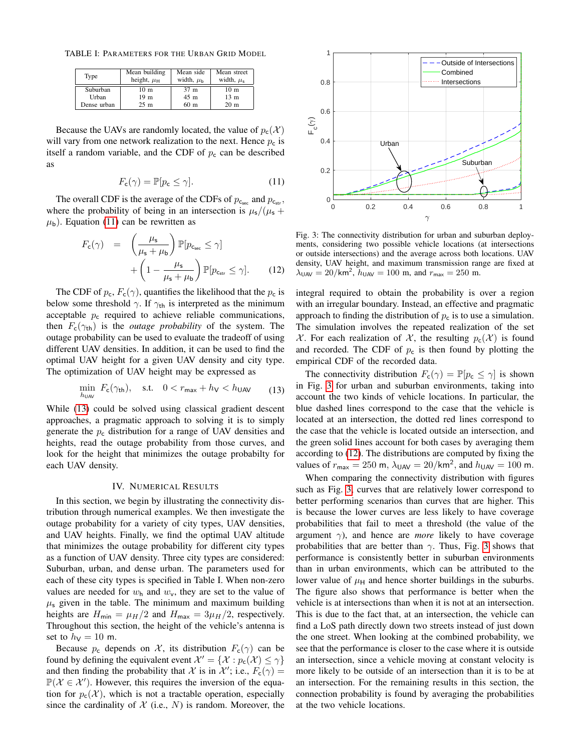TABLE I: PARAMETERS FOR THE URBAN GRID MODEL

| Type | Mean building height, $\mu_\mathsf{H}$ | Mean side width, $\mu_\mathsf{b}$ | Mean street width, $\mu_\mathsf{s}$ |
|---|---|---|---|
| Suburban | 10 m | 37 m | 10 m |
| Urban | 19 m | 45 m | 13 m |
| Dense urban | 25 m | 60 m | 20 m |

Because the UAVs are randomly located, the value of $p_\mathsf{c}(\mathcal{X})$ will vary from one network realization to the next. Hence $p_\mathsf{c}$ is itself a random variable, and the CDF of $p_\mathsf{c}$ can be described as

$$F_\mathsf{c}(\gamma) = \mathbb{P}[p_\mathsf{c} \leq \gamma]. \tag{11}$$

The overall CDF is the average of the CDFs of $p_{\mathsf{c}_\mathsf{sec}}$ and $p_{\mathsf{c}_\mathsf{str}}$, where the probability of being in an intersection is $\mu_\mathsf{s}/(\mu_\mathsf{s}+\mu_\mathsf{b})$. Equation (11) can be rewritten as

$$\begin{aligned} F_\mathsf{c}(\gamma) &= \left(\frac{\mu_\mathsf{s}}{\mu_\mathsf{s}+\mu_\mathsf{b}}\right)\mathbb{P}[p_{\mathsf{c}_\mathsf{sec}} \leq \gamma] \\ &\quad + \left(1-\frac{\mu_\mathsf{s}}{\mu_\mathsf{s}+\mu_\mathsf{b}}\right)\mathbb{P}[p_{\mathsf{c}_\mathsf{str}} \leq \gamma]. \end{aligned} \tag{12}$$

The CDF of $p_\mathsf{c}$, $F_\mathsf{c}(\gamma)$, quantifies the likelihood that the $p_\mathsf{c}$ is below some threshold $\gamma$. If $\gamma_\mathsf{th}$ is interpreted as the minimum acceptable $p_\mathsf{c}$ required to achieve reliable communications, then $F_\mathsf{c}(\gamma_\mathsf{th})$ is the *outage probability* of the system. The outage probability can be used to evaluate the tradeoff of using different UAV densities. In addition, it can be used to find the optimal UAV height for a given UAV density and city type. The optimization of UAV height may be expressed as

$$\min_{h_\mathsf{UAV}} \; F_\mathsf{c}(\gamma_\mathsf{th}), \quad \text{s.t.} \quad 0 < r_\mathsf{max} + h_\mathsf{V} < h_\mathsf{UAV} \tag{13}$$

While (13) could be solved using classical gradient descent approaches, a pragmatic approach to solving it is to simply generate the $p_\mathsf{c}$ distribution for a range of UAV densities and heights, read the outage probability from those curves, and look for the height that minimizes the outage probabilty for each UAV density.

## IV. NUMERICAL RESULTS

In this section, we begin by illustrating the connectivity distribution through numerical examples. We then investigate the outage probability for a variety of city types, UAV densities, and UAV heights. Finally, we find the optimal UAV altitude that minimizes the outage probability for different city types as a function of UAV density. Three city types are considered: Suburban, urban, and dense urban. The parameters used for each of these city types is specified in Table I. When non-zero values are needed for $w_\mathsf{h}$ and $w_\mathsf{v}$, they are set to the value of $\mu_\mathsf{s}$ given in the table. The minimum and maximum building heights are $H_\mathsf{min} = \mu_H/2$ and $H_\mathsf{max} = 3\mu_H/2$, respectively. Throughout this section, the height of the vehicle's antenna is set to $h_\mathsf{V} = 10$ m.

Because $p_\mathsf{c}$ depends on $\mathcal{X}$, its distribution $F_\mathsf{c}(\gamma)$ can be found by defining the equivalent event $\mathcal{X}' = \{\mathcal{X} : p_\mathsf{c}(\mathcal{X}) \leq \gamma\}$ and then finding the probability that $\mathcal{X}$ is in $\mathcal{X}'$; i.e., $F_\mathsf{c}(\gamma) = \mathbb{P}(\mathcal{X} \in \mathcal{X}')$. However, this requires the inversion of the equation for $p_\mathsf{c}(\mathcal{X})$, which is not a tractable operation, especially since the cardinality of $\mathcal{X}$ (i.e., $N$) is random. Moreover, the integral required to obtain the probability is over a region with an irregular boundary. Instead, an effective and pragmatic approach to finding the distribution of $p_\mathsf{c}$ is to use a simulation. The simulation involves the repeated realization of the set $\mathcal{X}$. For each realization of $\mathcal{X}$, the resulting $p_\mathsf{c}(\mathcal{X})$ is found and recorded. The CDF of $p_\mathsf{c}$ is then found by plotting the empirical CDF of the recorded data.

Fig. 3: The connectivity distribution for urban and suburban deployments, considering two possible vehicle locations (at intersections or outside intersections) and the average across both locations. UAV density, UAV height, and maximum transmission range are fixed at $\lambda_\mathsf{UAV} = 20/\mathsf{km}^2$, $h_\mathsf{UAV} = 100$ m, and $r_\mathsf{max} = 250$ m.

The connectivity distribution $F_\mathsf{c}(\gamma) = \mathbb{P}[p_\mathsf{c} \leq \gamma]$ is shown in Fig. 3 for urban and suburban environments, taking into account the two kinds of vehicle locations. In particular, the blue dashed lines correspond to the case that the vehicle is located at an intersection, the dotted red lines correspond to the case that the vehicle is located outside an intersection, and the green solid lines account for both cases by averaging them according to (12). The distributions are computed by fixing the values of $r_\mathsf{max} = 250$ m, $\lambda_\mathsf{UAV} = 20/\mathsf{km}^2$, and $h_\mathsf{UAV} = 100$ m.

When comparing the connectivity distribution with figures such as Fig. 3, curves that are relatively lower correspond to better performing scenarios than curves that are higher. This is because the lower curves are less likely to have coverage probabilities that fail to meet a threshold (the value of the argument $\gamma$), and hence are *more* likely to have coverage probabilities that are better than $\gamma$. Thus, Fig. 3 shows that performance is consistently better in suburban environments than in urban environments, which can be attributed to the lower value of $\mu_\mathsf{H}$ and hence shorter buildings in the suburbs. The figure also shows that performance is better when the vehicle is at intersections than when it is not at an intersection. This is due to the fact that, at an intersection, the vehicle can find a LoS path directly down two streets instead of just down the one street. When looking at the combined probability, we see that the performance is closer to the case where it is outside an intersection, since a vehicle moving at constant velocity is more likely to be outside of an intersection than it is to be at an intersection. For the remaining results in this section, the connection probability is found by averaging the probabilities at the two vehicle locations.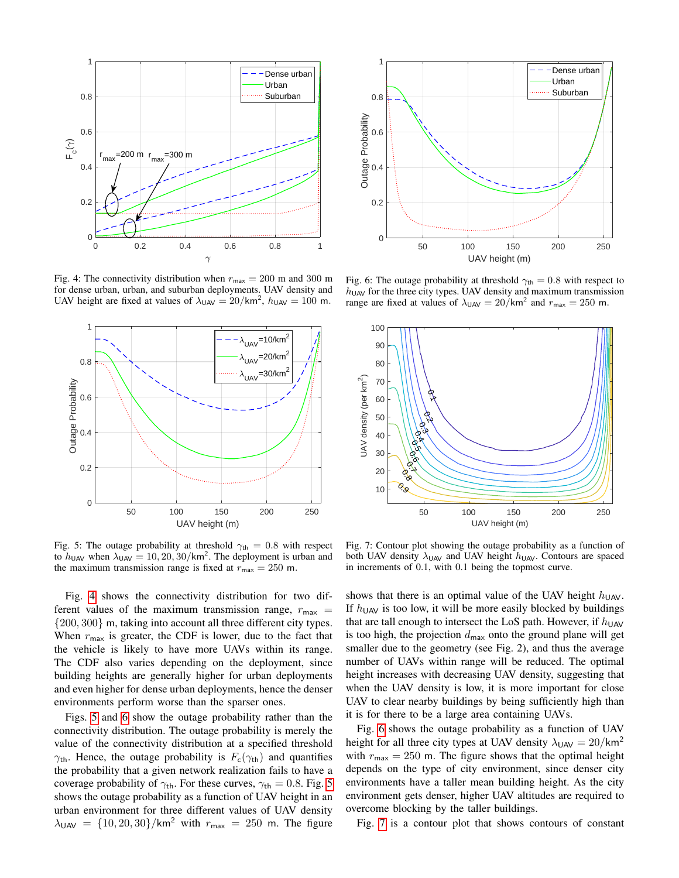Fig. 4: The connectivity distribution when $r_{\text{max}} = 200$ m and 300 m for dense urban, urban, and suburban deployments. UAV density and UAV height are fixed at values of $\lambda_{\text{UAV}} = 20/\text{km}^2$, $h_{\text{UAV}} = 100$ m.

Fig. 6: The outage probability at threshold $\gamma_{\text{th}} = 0.8$ with respect to $h_{\text{UAV}}$ for the three city types. UAV density and maximum transmission range are fixed at values of $\lambda_{\text{UAV}} = 20/\text{km}^2$ and $r_{\text{max}} = 250$ m.

Fig. 5: The outage probability at threshold $\gamma_{\text{th}} = 0.8$ with respect to $h_{\text{UAV}}$ when $\lambda_{\text{UAV}} = 10, 20, 30/\text{km}^2$. The deployment is urban and the maximum transmission range is fixed at $r_{\text{max}} = 250$ m.

Fig. 7: Contour plot showing the outage probability as a function of both UAV density $\lambda_{\text{UAV}}$ and UAV height $h_{\text{UAV}}$. Contours are spaced in increments of 0.1, with 0.1 being the topmost curve.

Fig. 4 shows the connectivity distribution for two different values of the maximum transmission range, $r_{\text{max}} = \{200, 300\}$ m, taking into account all three different city types. When $r_{\text{max}}$ is greater, the CDF is lower, due to the fact that the vehicle is likely to have more UAVs within its range. The CDF also varies depending on the deployment, since building heights are generally higher for urban deployments and even higher for dense urban deployments, hence the denser environments perform worse than the sparser ones.

Figs. 5 and 6 show the outage probability rather than the connectivity distribution. The outage probability is merely the value of the connectivity distribution at a specified threshold $\gamma_{\text{th}}$. Hence, the outage probability is $F_{\text{c}}(\gamma_{\text{th}})$ and quantifies the probability that a given network realization fails to have a coverage probability of $\gamma_{\text{th}}$. For these curves, $\gamma_{\text{th}} = 0.8$. Fig. 5 shows the outage probability as a function of UAV height in an urban environment for three different values of UAV density $\lambda_{\text{UAV}} = \{10, 20, 30\}/\text{km}^2$ with $r_{\text{max}} = 250$ m. The figure shows that there is an optimal value of the UAV height $h_{\text{UAV}}$. If $h_{\text{UAV}}$ is too low, it will be more easily blocked by buildings that are tall enough to intersect the LoS path. However, if $h_{\text{UAV}}$ is too high, the projection $d_{\text{max}}$ onto the ground plane will get smaller due to the geometry (see Fig. 2), and thus the average number of UAVs within range will be reduced. The optimal height increases with decreasing UAV density, suggesting that when the UAV density is low, it is more important for close UAV to clear nearby buildings by being sufficiently high than it is for there to be a large area containing UAVs.

Fig. 6 shows the outage probability as a function of UAV height for all three city types at UAV density $\lambda_{\text{UAV}} = 20/\text{km}^2$ with $r_{\text{max}} = 250$ m. The figure shows that the optimal height depends on the type of city environment, since denser city environments have a taller mean building height. As the city environment gets denser, higher UAV altitudes are required to overcome blocking by the taller buildings.

Fig. 7 is a contour plot that shows contours of constant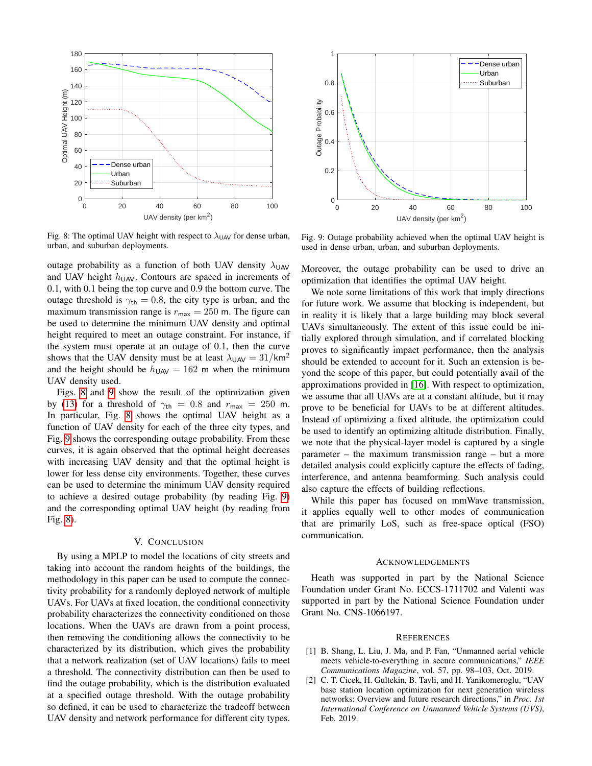Fig. 8: The optimal UAV height with respect to $\lambda_{\text{UAV}}$ for dense urban, urban, and suburban deployments.

Fig. 9: Outage probability achieved when the optimal UAV height is used in dense urban, urban, and suburban deployments.

outage probability as a function of both UAV density $\lambda_{\text{UAV}}$ and UAV height $h_{\text{UAV}}$. Contours are spaced in increments of 0.1, with 0.1 being the top curve and 0.9 the bottom curve. The outage threshold is $\gamma_{\text{th}} = 0.8$, the city type is urban, and the maximum transmission range is $r_{\text{max}} = 250$ m. The figure can be used to determine the minimum UAV density and optimal height required to meet an outage constraint. For instance, if the system must operate at an outage of 0.1, then the curve shows that the UAV density must be at least $\lambda_{\text{UAV}} = 31/\text{km}^2$ and the height should be $h_{\text{UAV}} = 162$ m when the minimum UAV density used.

Figs. 8 and 9 show the result of the optimization given by (13) for a threshold of $\gamma_{\text{th}} = 0.8$ and $r_{\text{max}} = 250$ m. In particular, Fig. 8 shows the optimal UAV height as a function of UAV density for each of the three city types, and Fig. 9 shows the corresponding outage probability. From these curves, it is again observed that the optimal height decreases with increasing UAV density and that the optimal height is lower for less dense city environments. Together, these curves can be used to determine the minimum UAV density required to achieve a desired outage probability (by reading Fig. 9) and the corresponding optimal UAV height (by reading from Fig. 8).

## V. Conclusion

By using a MPLP to model the locations of city streets and taking into account the random heights of the buildings, the methodology in this paper can be used to compute the connectivity probability for a randomly deployed network of multiple UAVs. For UAVs at fixed location, the conditional connectivity probability characterizes the connectivity conditioned on those locations. When the UAVs are drawn from a point process, then removing the conditioning allows the connectivity to be characterized by its distribution, which gives the probability that a network realization (set of UAV locations) fails to meet a threshold. The connectivity distribution can then be used to find the outage probability, which is the distribution evaluated at a specified outage threshold. With the outage probability so defined, it can be used to characterize the tradeoff between UAV density and network performance for different city types. Moreover, the outage probability can be used to drive an optimization that identifies the optimal UAV height.

We note some limitations of this work that imply directions for future work. We assume that blocking is independent, but in reality it is likely that a large building may block several UAVs simultaneously. The extent of this issue could be initially explored through simulation, and if correlated blocking proves to significantly impact performance, then the analysis should be extended to account for it. Such an extension is beyond the scope of this paper, but could potentially avail of the approximations provided in [16]. With respect to optimization, we assume that all UAVs are at a constant altitude, but it may prove to be beneficial for UAVs to be at different altitudes. Instead of optimizing a fixed altitude, the optimization could be used to identify an optimizing altitude distribution. Finally, we note that the physical-layer model is captured by a single parameter – the maximum transmission range – but a more detailed analysis could explicitly capture the effects of fading, interference, and antenna beamforming. Such analysis could also capture the effects of building reflections.

While this paper has focused on mmWave transmission, it applies equally well to other modes of communication that are primarily LoS, such as free-space optical (FSO) communication.

## Acknowledgements

Heath was supported in part by the National Science Foundation under Grant No. ECCS-1711702 and Valenti was supported in part by the National Science Foundation under Grant No. CNS-1066197.

## References

[1] B. Shang, L. Liu, J. Ma, and P. Fan, "Unmanned aerial vehicle meets vehicle-to-everything in secure communications," *IEEE Communications Magazine*, vol. 57, pp. 98–103, Oct. 2019.

[2] C. T. Cicek, H. Gultekin, B. Tavli, and H. Yanikomeroglu, "UAV base station location optimization for next generation wireless networks: Overview and future research directions," in *Proc. 1st International Conference on Unmanned Vehicle Systems (UVS)*, Feb. 2019.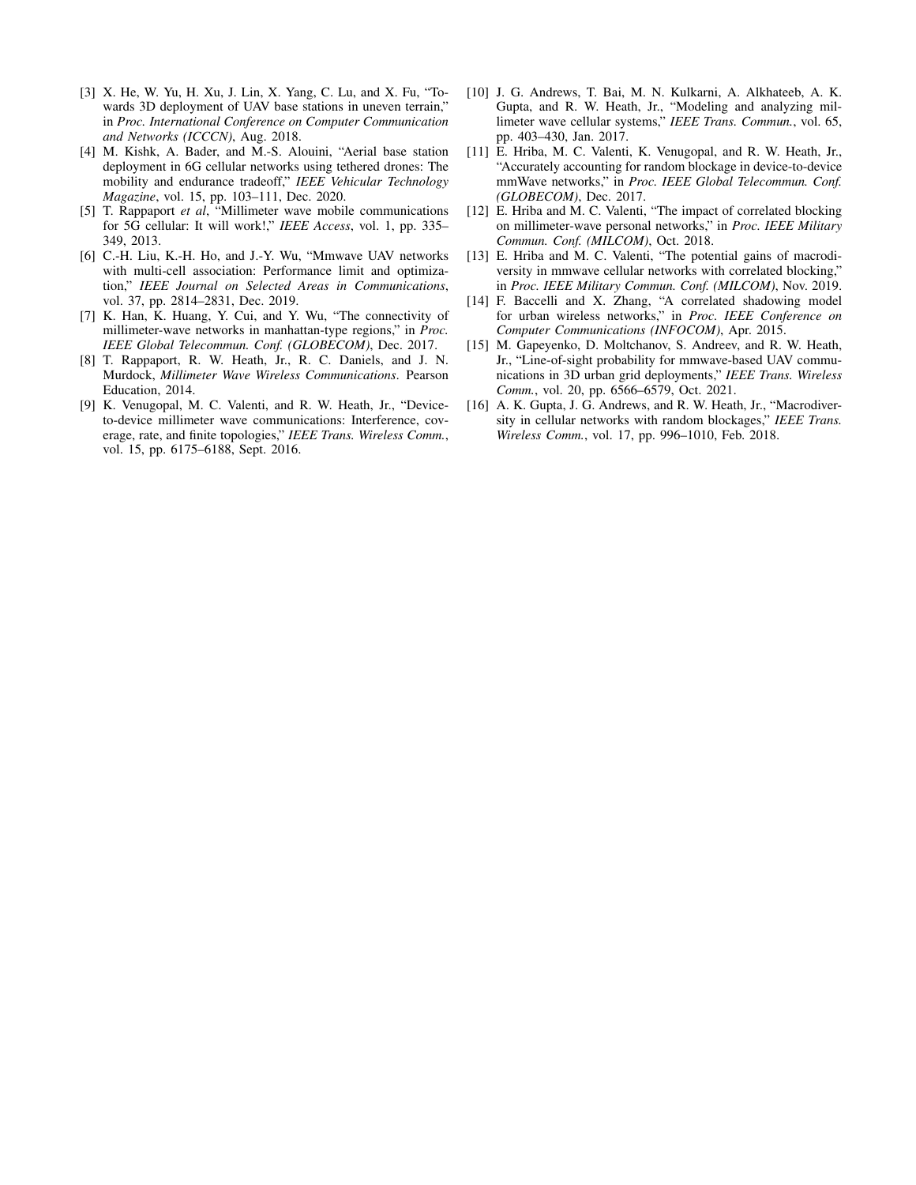[3] X. He, W. Yu, H. Xu, J. Lin, X. Yang, C. Lu, and X. Fu, "Towards 3D deployment of UAV base stations in uneven terrain," in *Proc. International Conference on Computer Communication and Networks (ICCCN)*, Aug. 2018.

[4] M. Kishk, A. Bader, and M.-S. Alouini, "Aerial base station deployment in 6G cellular networks using tethered drones: The mobility and endurance tradeoff," *IEEE Vehicular Technology Magazine*, vol. 15, pp. 103–111, Dec. 2020.

[5] T. Rappaport *et al*, "Millimeter wave mobile communications for 5G cellular: It will work!," *IEEE Access*, vol. 1, pp. 335–349, 2013.

[6] C.-H. Liu, K.-H. Ho, and J.-Y. Wu, "Mmwave UAV networks with multi-cell association: Performance limit and optimization," *IEEE Journal on Selected Areas in Communications*, vol. 37, pp. 2814–2831, Dec. 2019.

[7] K. Han, K. Huang, Y. Cui, and Y. Wu, "The connectivity of millimeter-wave networks in manhattan-type regions," in *Proc. IEEE Global Telecommun. Conf. (GLOBECOM)*, Dec. 2017.

[8] T. Rappaport, R. W. Heath, Jr., R. C. Daniels, and J. N. Murdock, *Millimeter Wave Wireless Communications*. Pearson Education, 2014.

[9] K. Venugopal, M. C. Valenti, and R. W. Heath, Jr., "Device-to-device millimeter wave communications: Interference, coverage, rate, and finite topologies," *IEEE Trans. Wireless Comm.*, vol. 15, pp. 6175–6188, Sept. 2016.

[10] J. G. Andrews, T. Bai, M. N. Kulkarni, A. Alkhateeb, A. K. Gupta, and R. W. Heath, Jr., "Modeling and analyzing millimeter wave cellular systems," *IEEE Trans. Commun.*, vol. 65, pp. 403–430, Jan. 2017.

[11] E. Hriba, M. C. Valenti, K. Venugopal, and R. W. Heath, Jr., "Accurately accounting for random blockage in device-to-device mmWave networks," in *Proc. IEEE Global Telecommun. Conf. (GLOBECOM)*, Dec. 2017.

[12] E. Hriba and M. C. Valenti, "The impact of correlated blocking on millimeter-wave personal networks," in *Proc. IEEE Military Commun. Conf. (MILCOM)*, Oct. 2018.

[13] E. Hriba and M. C. Valenti, "The potential gains of macrodiversity in mmwave cellular networks with correlated blocking," in *Proc. IEEE Military Commun. Conf. (MILCOM)*, Nov. 2019.

[14] F. Baccelli and X. Zhang, "A correlated shadowing model for urban wireless networks," in *Proc. IEEE Conference on Computer Communications (INFOCOM)*, Apr. 2015.

[15] M. Gapeyenko, D. Moltchanov, S. Andreev, and R. W. Heath, Jr., "Line-of-sight probability for mmwave-based UAV communications in 3D urban grid deployments," *IEEE Trans. Wireless Comm.*, vol. 20, pp. 6566–6579, Oct. 2021.

[16] A. K. Gupta, J. G. Andrews, and R. W. Heath, Jr., "Macrodiversity in cellular networks with random blockages," *IEEE Trans. Wireless Comm.*, vol. 17, pp. 996–1010, Feb. 2018.